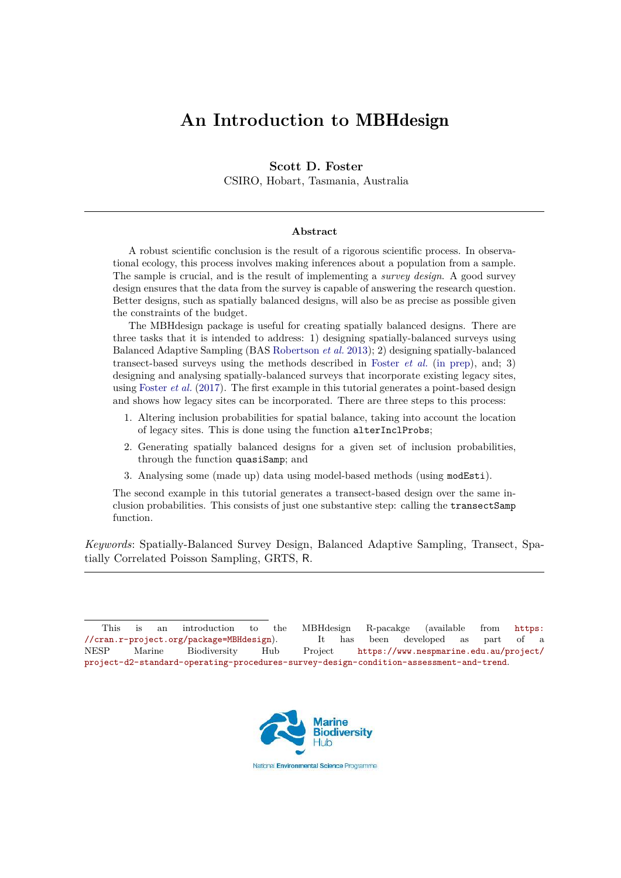# An Introduction to MBHdesign

**Scott D. Foster**
CSIRO, Hobart, Tasmania, Australia

---

### Abstract

A robust scientific conclusion is the result of a rigorous scientific process. In observational ecology, this process involves making inferences about a population from a sample. The sample is crucial, and is the result of implementing a *survey design*. A good survey design ensures that the data from the survey is capable of answering the research question. Better designs, such as spatially balanced designs, will also be as precise as possible given the constraints of the budget.

The MBHdesign package is useful for creating spatially balanced designs. There are three tasks that it is intended to address: 1) designing spatially-balanced surveys using Balanced Adaptive Sampling (BAS Robertson *et al.* 2013); 2) designing spatially-balanced transect-based surveys using the methods described in Foster *et al.* (in prep), and; 3) designing and analysing spatially-balanced surveys that incorporate existing legacy sites, using Foster *et al.* (2017). The first example in this tutorial generates a point-based design and shows how legacy sites can be incorporated. There are three steps to this process:

1. Altering inclusion probabilities for spatial balance, taking into account the location of legacy sites. This is done using the function `alterInclProbs`;
2. Generating spatially balanced designs for a given set of inclusion probabilities, through the function `quasiSamp`; and
3. Analysing some (made up) data using model-based methods (using `modEsti`).

The second example in this tutorial generates a transect-based design over the same inclusion probabilities. This consists of just one substantive step: calling the `transectSamp` function.

*Keywords*: Spatially-Balanced Survey Design, Balanced Adaptive Sampling, Transect, Spatially Correlated Poisson Sampling, GRTS, R.

---

This is an introduction to the MBHdesign R-pacakge (available from https://cran.r-project.org/package=MBHdesign). It has been developed as part of a NESP Marine Biodiversity Hub Project https://www.nespmarine.edu.au/project/project-d2-standard-operating-procedures-survey-design-condition-assessment-and-trend.

Marine Biodiversity Hub
National Environmental Science Programme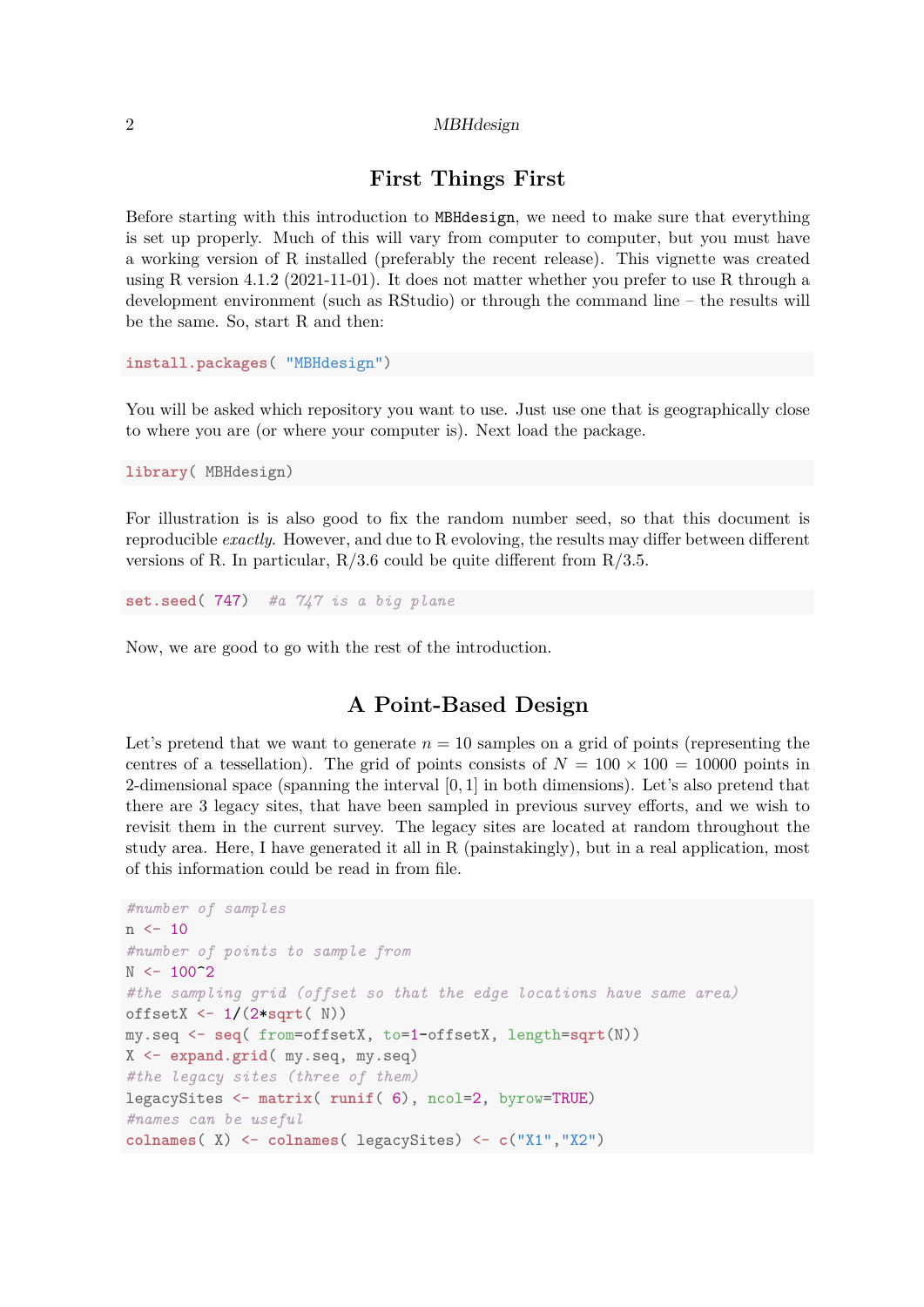## First Things First

Before starting with this introduction to `MBHdesign`, we need to make sure that everything is set up properly. Much of this will vary from computer to computer, but you must have a working version of R installed (preferably the recent release). This vignette was created using R version 4.1.2 (2021-11-01). It does not matter whether you prefer to use R through a development environment (such as RStudio) or through the command line – the results will be the same. So, start R and then:

```
install.packages( "MBHdesign")
```

You will be asked which repository you want to use. Just use one that is geographically close to where you are (or where your computer is). Next load the package.

```
library( MBHdesign)
```

For illustration is is also good to fix the random number seed, so that this document is reproducible *exactly*. However, and due to R evoloving, the results may differ between different versions of R. In particular, R/3.6 could be quite different from R/3.5.

```
set.seed( 747)  #a 747 is a big plane
```

Now, we are good to go with the rest of the introduction.

## A Point-Based Design

Let's pretend that we want to generate $n = 10$ samples on a grid of points (representing the centres of a tessellation). The grid of points consists of $N = 100 \times 100 = 10000$ points in 2-dimensional space (spanning the interval $[0, 1]$ in both dimensions). Let's also pretend that there are 3 legacy sites, that have been sampled in previous survey efforts, and we wish to revisit them in the current survey. The legacy sites are located at random throughout the study area. Here, I have generated it all in R (painstakingly), but in a real application, most of this information could be read in from file.

```
#number of samples
n <- 10
#number of points to sample from
N <- 100^2
#the sampling grid (offset so that the edge locations have same area)
offsetX <- 1/(2*sqrt( N))
my.seq <- seq( from=offsetX, to=1-offsetX, length=sqrt(N))
X <- expand.grid( my.seq, my.seq)
#the legacy sites (three of them)
legacySites <- matrix( runif( 6), ncol=2, byrow=TRUE)
#names can be useful
colnames( X) <- colnames( legacySites) <- c("X1","X2")
```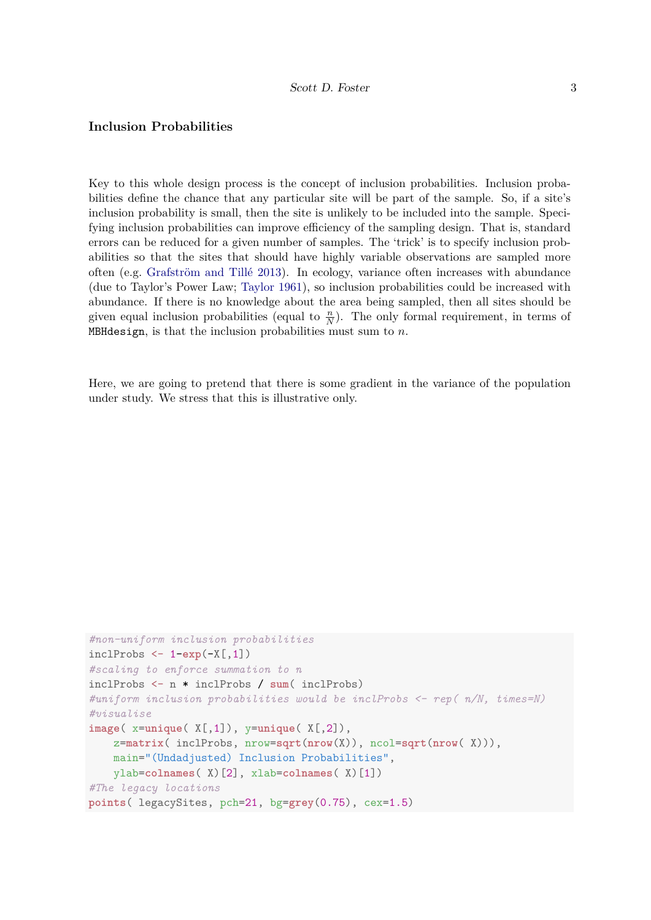### Inclusion Probabilities

Key to this whole design process is the concept of inclusion probabilities. Inclusion probabilities define the chance that any particular site will be part of the sample. So, if a site's inclusion probability is small, then the site is unlikely to be included into the sample. Specifying inclusion probabilities can improve efficiency of the sampling design. That is, standard errors can be reduced for a given number of samples. The 'trick' is to specify inclusion probabilities so that the sites that should have highly variable observations are sampled more often (e.g. Grafström and Tillé 2013). In ecology, variance often increases with abundance (due to Taylor's Power Law; Taylor 1961), so inclusion probabilities could be increased with abundance. If there is no knowledge about the area being sampled, then all sites should be given equal inclusion probabilities (equal to $\frac{n}{N}$). The only formal requirement, in terms of `MBHdesign`, is that the inclusion probabilities must sum to $n$.

Here, we are going to pretend that there is some gradient in the variance of the population under study. We stress that this is illustrative only.

```
#non-uniform inclusion probabilities
inclProbs <- 1-exp(-X[,1])
#scaling to enforce summation to n
inclProbs <- n * inclProbs / sum( inclProbs)
#uniform inclusion probabilities would be inclProbs <- rep( n/N, times=N)
#visualise
image( x=unique( X[,1]), y=unique( X[,2]),
    z=matrix( inclProbs, nrow=sqrt(nrow(X)), ncol=sqrt(nrow( X))),
    main="(Undadjusted) Inclusion Probabilities",
    ylab=colnames( X)[2], xlab=colnames( X)[1])
#The legacy locations
points( legacySites, pch=21, bg=grey(0.75), cex=1.5)
```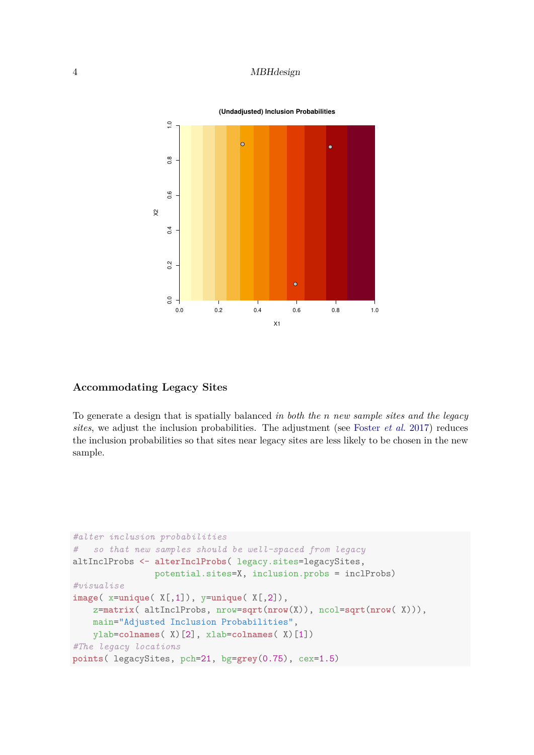## Accommodating Legacy Sites

To generate a design that is spatially balanced *in both the n new sample sites and the legacy sites*, we adjust the inclusion probabilities. The adjustment (see Foster *et al.* 2017) reduces the inclusion probabilities so that sites near legacy sites are less likely to be chosen in the new sample.

```
#alter inclusion probabilities
#   so that new samples should be well-spaced from legacy
altInclProbs <- alterInclProbs( legacy.sites=legacySites,
                potential.sites=X, inclusion.probs = inclProbs)
#visualise
image( x=unique( X[,1]), y=unique( X[,2]),
    z=matrix( altInclProbs, nrow=sqrt(nrow(X)), ncol=sqrt(nrow( X))),
    main="Adjusted Inclusion Probabilities",
    ylab=colnames( X)[2], xlab=colnames( X)[1])
#The legacy locations
points( legacySites, pch=21, bg=grey(0.75), cex=1.5)
```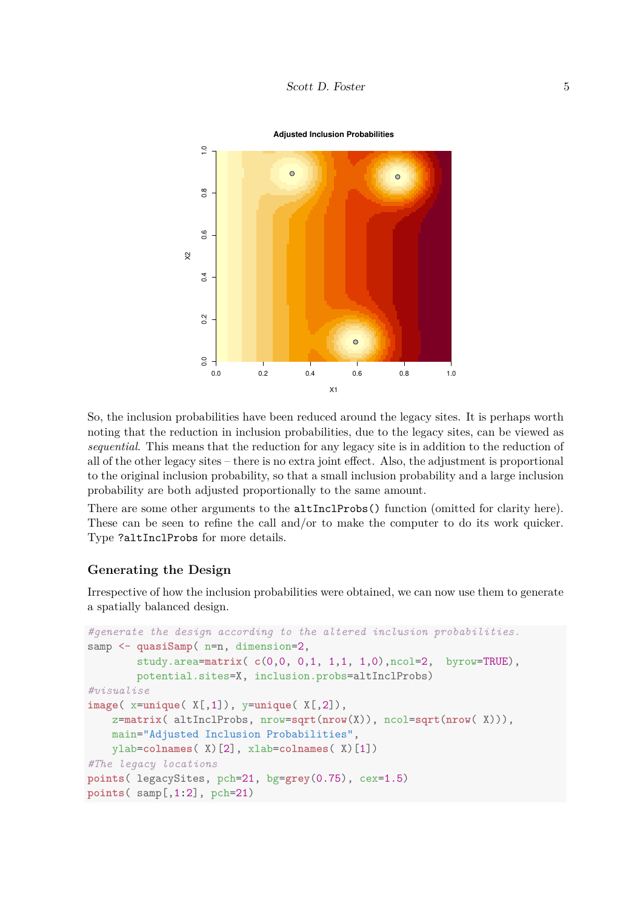So, the inclusion probabilities have been reduced around the legacy sites. It is perhaps worth noting that the reduction in inclusion probabilities, due to the legacy sites, can be viewed as *sequential*. This means that the reduction for any legacy site is in addition to the reduction of all of the other legacy sites – there is no extra joint effect. Also, the adjustment is proportional to the original inclusion probability, so that a small inclusion probability and a large inclusion probability are both adjusted proportionally to the same amount.

There are some other arguments to the `altInclProbs()` function (omitted for clarity here). These can be seen to refine the call and/or to make the computer to do its work quicker. Type `?altInclProbs` for more details.

## Generating the Design

Irrespective of how the inclusion probabilities were obtained, we can now use them to generate a spatially balanced design.

```
#generate the design according to the altered inclusion probabilities.
samp <- quasiSamp( n=n, dimension=2,
        study.area=matrix( c(0,0, 0,1, 1,1, 1,0),ncol=2,  byrow=TRUE),
        potential.sites=X, inclusion.probs=altInclProbs)
#visualise
image( x=unique( X[,1]), y=unique( X[,2]),
    z=matrix( altInclProbs, nrow=sqrt(nrow(X)), ncol=sqrt(nrow( X))),
    main="Adjusted Inclusion Probabilities",
    ylab=colnames( X)[2], xlab=colnames( X)[1])
#The legacy locations
points( legacySites, pch=21, bg=grey(0.75), cex=1.5)
points( samp[,1:2], pch=21)
```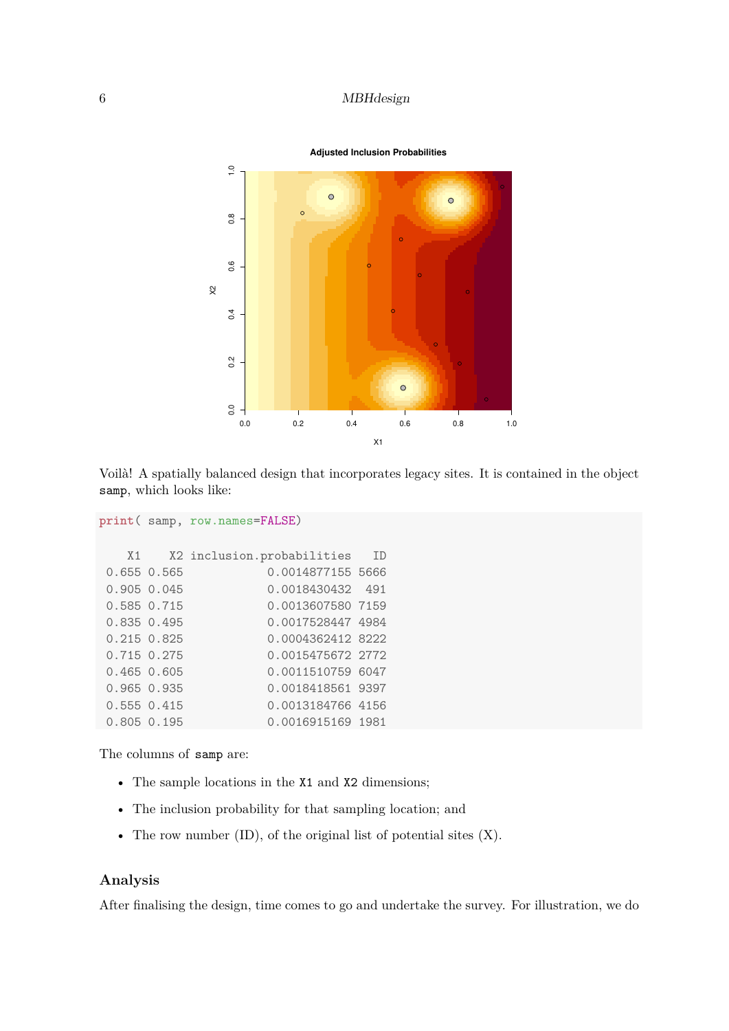Voilà! A spatially balanced design that incorporates legacy sites. It is contained in the object `samp`, which looks like:

```
print( samp, row.names=FALSE)

    X1    X2 inclusion.probabilities   ID
 0.655 0.565            0.0014877155 5666
 0.905 0.045            0.0018430432  491
 0.585 0.715            0.0013607580 7159
 0.835 0.495            0.0017528447 4984
 0.215 0.825            0.0004362412 8222
 0.715 0.275            0.0015475672 2772
 0.465 0.605            0.0011510759 6047
 0.965 0.935            0.0018418561 9397
 0.555 0.415            0.0013184766 4156
 0.805 0.195            0.0016915169 1981
```

The columns of `samp` are:

- The sample locations in the `X1` and `X2` dimensions;
- The inclusion probability for that sampling location; and
- The row number (ID), of the original list of potential sites (X).

### Analysis

After finalising the design, time comes to go and undertake the survey. For illustration, we do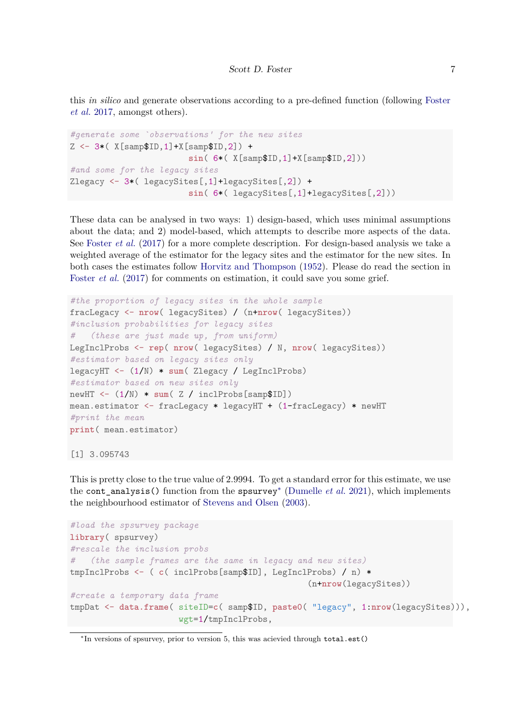this *in silico* and generate observations according to a pre-defined function (following Foster *et al.* 2017, amongst others).

```
#generate some `observations' for the new sites
Z <- 3*( X[samp$ID,1]+X[samp$ID,2]) +
                        sin( 6*( X[samp$ID,1]+X[samp$ID,2]))
#and some for the legacy sites
Zlegacy <- 3*( legacySites[,1]+legacySites[,2]) +
                        sin( 6*( legacySites[,1]+legacySites[,2]))
```

These data can be analysed in two ways: 1) design-based, which uses minimal assumptions about the data; and 2) model-based, which attempts to describe more aspects of the data. See Foster *et al.* (2017) for a more complete description. For design-based analysis we take a weighted average of the estimator for the legacy sites and the estimator for the new sites. In both cases the estimates follow Horvitz and Thompson (1952). Please do read the section in Foster *et al.* (2017) for comments on estimation, it could save you some grief.

```
#the proportion of legacy sites in the whole sample
fracLegacy <- nrow( legacySites) / (n+nrow( legacySites))
#inclusion probabilities for legacy sites
#   (these are just made up, from uniform)
LegInclProbs <- rep( nrow( legacySites) / N, nrow( legacySites))
#estimator based on legacy sites only
legacyHT <- (1/N) * sum( Zlegacy / LegInclProbs)
#estimator based on new sites only
newHT <- (1/N) * sum( Z / inclProbs[samp$ID])
mean.estimator <- fracLegacy * legacyHT + (1-fracLegacy) * newHT
#print the mean
print( mean.estimator)

[1] 3.095743
```

This is pretty close to the true value of 2.9994. To get a standard error for this estimate, we use the `cont_analysis()` function from the `spsurvey`[*] (Dumelle *et al.* 2021), which implements the neighbourhood estimator of Stevens and Olsen (2003).

```
#load the spsurvey package
library( spsurvey)
#rescale the inclusion probs
#   (the sample frames are the same in legacy and new sites)
tmpInclProbs <- ( c( inclProbs[samp$ID], LegInclProbs) / n) *
                                                    (n+nrow(legacySites))
#create a temporary data frame
tmpDat <- data.frame( siteID=c( samp$ID, paste0( "legacy", 1:nrow(legacySites))),
                        wgt=1/tmpInclProbs,
```

[*] In versions of spsurvey, prior to version 5, this was acievied through `total.est()`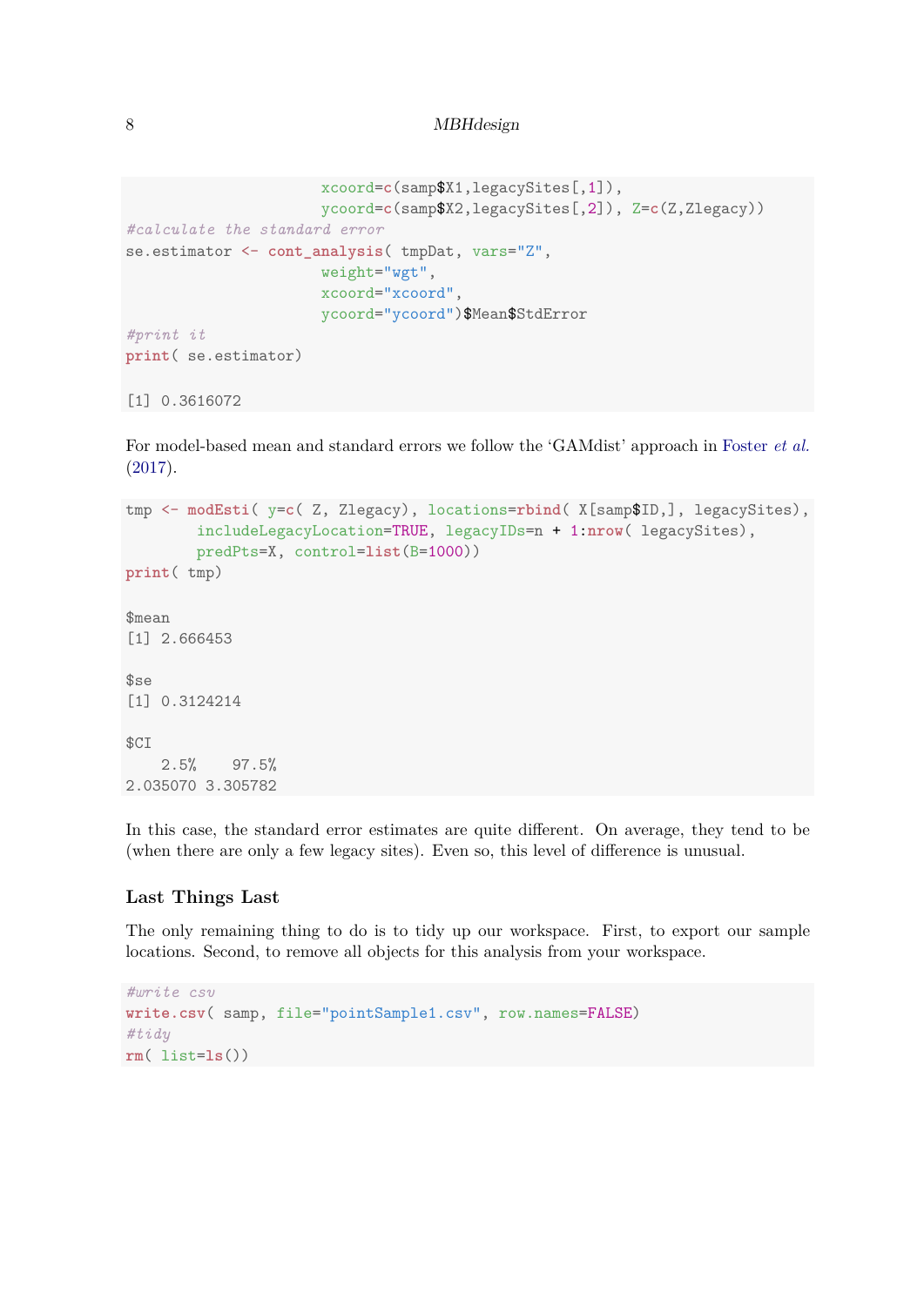```
                       xcoord=c(samp$X1,legacySites[,1]),
                       ycoord=c(samp$X2,legacySites[,2]), Z=c(Z,Zlegacy))
#calculate the standard error
se.estimator <- cont_analysis( tmpDat, vars="Z",
                       weight="wgt",
                       xcoord="xcoord",
                       ycoord="ycoord")$Mean$StdError
#print it
print( se.estimator)

[1] 0.3616072
```

For model-based mean and standard errors we follow the 'GAMdist' approach in Foster *et al.* (2017).

```
tmp <- modEsti( y=c( Z, Zlegacy), locations=rbind( X[samp$ID,], legacySites),
        includeLegacyLocation=TRUE, legacyIDs=n + 1:nrow( legacySites),
        predPts=X, control=list(B=1000))
print( tmp)

$mean
[1] 2.666453

$se
[1] 0.3124214

$CI
    2.5%    97.5%
2.035070 3.305782
```

In this case, the standard error estimates are quite different. On average, they tend to be (when there are only a few legacy sites). Even so, this level of difference is unusual.

### Last Things Last

The only remaining thing to do is to tidy up our workspace. First, to export our sample locations. Second, to remove all objects for this analysis from your workspace.

```
#write csv
write.csv( samp, file="pointSample1.csv", row.names=FALSE)
#tidy
rm( list=ls())
```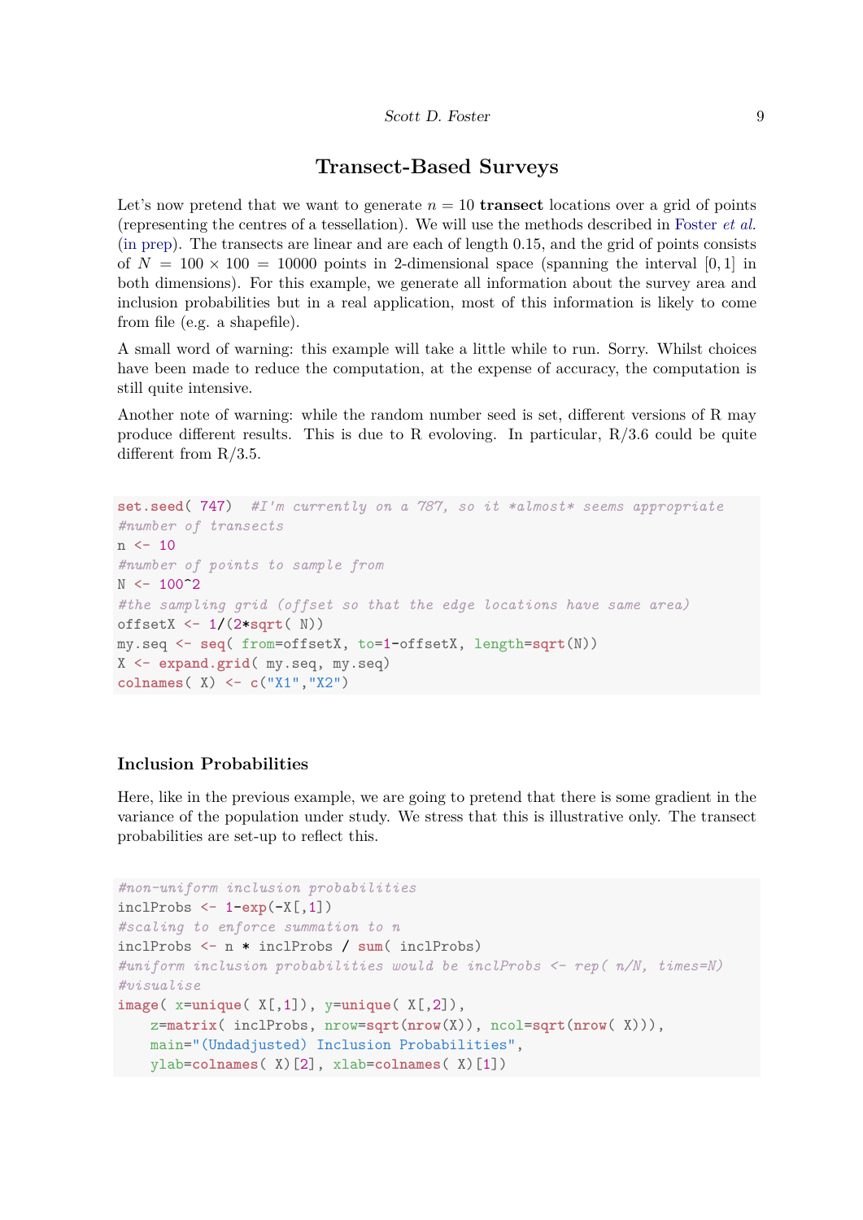## Transect-Based Surveys

Let's now pretend that we want to generate $n = 10$ **transect** locations over a grid of points (representing the centres of a tessellation). We will use the methods described in Foster *et al.* (in prep). The transects are linear and are each of length 0.15, and the grid of points consists of $N = 100 \times 100 = 10000$ points in 2-dimensional space (spanning the interval $[0, 1]$ in both dimensions). For this example, we generate all information about the survey area and inclusion probabilities but in a real application, most of this information is likely to come from file (e.g. a shapefile).

A small word of warning: this example will take a little while to run. Sorry. Whilst choices have been made to reduce the computation, at the expense of accuracy, the computation is still quite intensive.

Another note of warning: while the random number seed is set, different versions of R may produce different results. This is due to R evoloving. In particular, R/3.6 could be quite different from R/3.5.

```
set.seed( 747)  #I'm currently on a 787, so it *almost* seems appropriate
#number of transects
n <- 10
#number of points to sample from
N <- 100^2
#the sampling grid (offset so that the edge locations have same area)
offsetX <- 1/(2*sqrt( N))
my.seq <- seq( from=offsetX, to=1-offsetX, length=sqrt(N))
X <- expand.grid( my.seq, my.seq)
colnames( X) <- c("X1","X2")
```

### Inclusion Probabilities

Here, like in the previous example, we are going to pretend that there is some gradient in the variance of the population under study. We stress that this is illustrative only. The transect probabilities are set-up to reflect this.

```
#non-uniform inclusion probabilities
inclProbs <- 1-exp(-X[,1])
#scaling to enforce summation to n
inclProbs <- n * inclProbs / sum( inclProbs)
#uniform inclusion probabilities would be inclProbs <- rep( n/N, times=N)
#visualise
image( x=unique( X[,1]), y=unique( X[,2]),
    z=matrix( inclProbs, nrow=sqrt(nrow(X)), ncol=sqrt(nrow( X))),
    main="(Undadjusted) Inclusion Probabilities",
    ylab=colnames( X)[2], xlab=colnames( X)[1])
```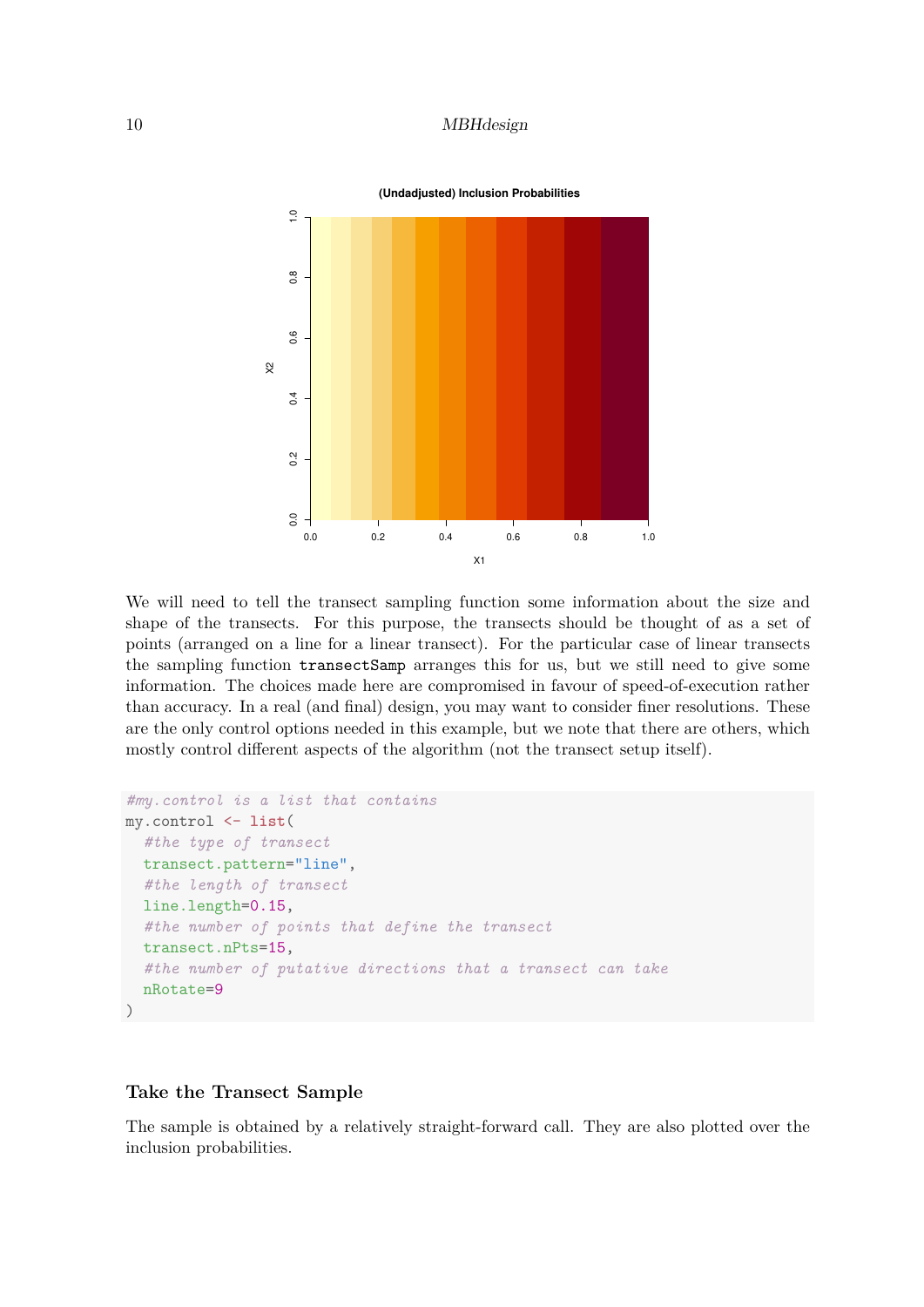We will need to tell the transect sampling function some information about the size and shape of the transects. For this purpose, the transects should be thought of as a set of points (arranged on a line for a linear transect). For the particular case of linear transects the sampling function `transectSamp` arranges this for us, but we still need to give some information. The choices made here are compromised in favour of speed-of-execution rather than accuracy. In a real (and final) design, you may want to consider finer resolutions. These are the only control options needed in this example, but we note that there are others, which mostly control different aspects of the algorithm (not the transect setup itself).

```
#my.control is a list that contains
my.control <- list(
  #the type of transect
  transect.pattern="line",
  #the length of transect
  line.length=0.15,
  #the number of points that define the transect
  transect.nPts=15,
  #the number of putative directions that a transect can take
  nRotate=9
)
```

### Take the Transect Sample

The sample is obtained by a relatively straight-forward call. They are also plotted over the inclusion probabilities.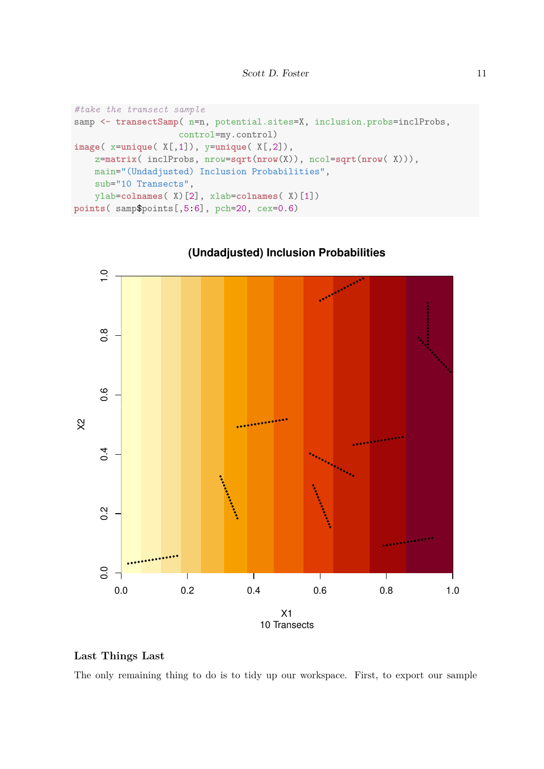```
#take the transect sample
samp <- transectSamp( n=n, potential.sites=X, inclusion.probs=inclProbs,
                      control=my.control)
image( x=unique( X[,1]), y=unique( X[,2]),
    z=matrix( inclProbs, nrow=sqrt(nrow(X)), ncol=sqrt(nrow( X))),
    main="(Undadjusted) Inclusion Probabilities",
    sub="10 Transects",
    ylab=colnames( X)[2], xlab=colnames( X)[1])
points( samp$points[,5:6], pch=20, cex=0.6)
```

### Last Things Last

The only remaining thing to do is to tidy up our workspace. First, to export our sample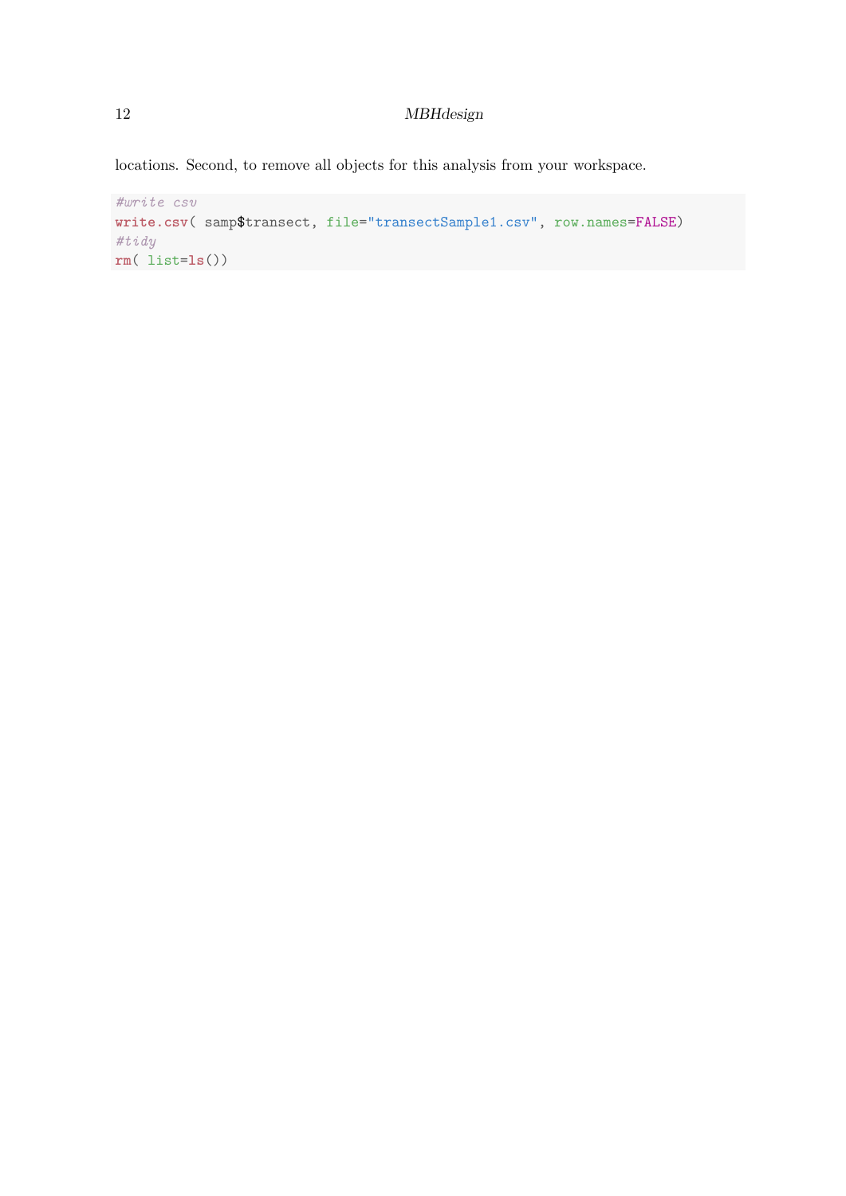locations. Second, to remove all objects for this analysis from your workspace.

```
#write csv
write.csv( samp$transect, file="transectSample1.csv", row.names=FALSE)
#tidy
rm( list=ls())
```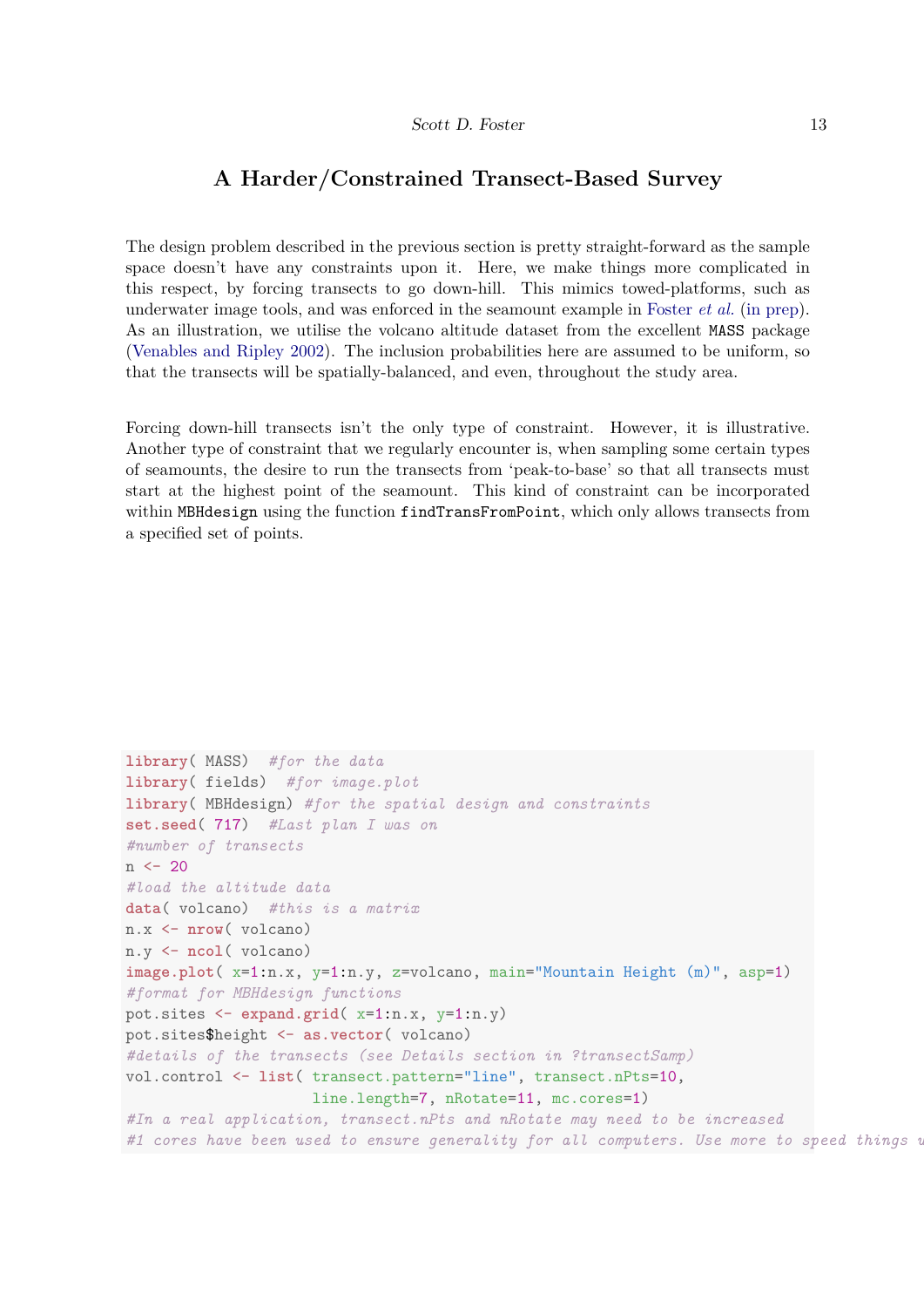## A Harder/Constrained Transect-Based Survey

The design problem described in the previous section is pretty straight-forward as the sample space doesn't have any constraints upon it. Here, we make things more complicated in this respect, by forcing transects to go down-hill. This mimics towed-platforms, such as underwater image tools, and was enforced in the seamount example in Foster *et al.* (in prep). As an illustration, we utilise the volcano altitude dataset from the excellent `MASS` package (Venables and Ripley 2002). The inclusion probabilities here are assumed to be uniform, so that the transects will be spatially-balanced, and even, throughout the study area.

Forcing down-hill transects isn't the only type of constraint. However, it is illustrative. Another type of constraint that we regularly encounter is, when sampling some certain types of seamounts, the desire to run the transects from 'peak-to-base' so that all transects must start at the highest point of the seamount. This kind of constraint can be incorporated within `MBHdesign` using the function `findTransFromPoint`, which only allows transects from a specified set of points.

```
library( MASS)  #for the data
library( fields)  #for image.plot
library( MBHdesign) #for the spatial design and constraints
set.seed( 717)  #Last plan I was on
#number of transects
n <- 20
#load the altitude data
data( volcano)  #this is a matrix
n.x <- nrow( volcano)
n.y <- ncol( volcano)
image.plot( x=1:n.x, y=1:n.y, z=volcano, main="Mountain Height (m)", asp=1)
#format for MBHdesign functions
pot.sites <- expand.grid( x=1:n.x, y=1:n.y)
pot.sites$height <- as.vector( volcano)
#details of the transects (see Details section in ?transectSamp)
vol.control <- list( transect.pattern="line", transect.nPts=10,
                     line.length=7, nRotate=11, mc.cores=1)
#In a real application, transect.nPts and nRotate may need to be increased
#1 cores have been used to ensure generality for all computers. Use more to speed things u
```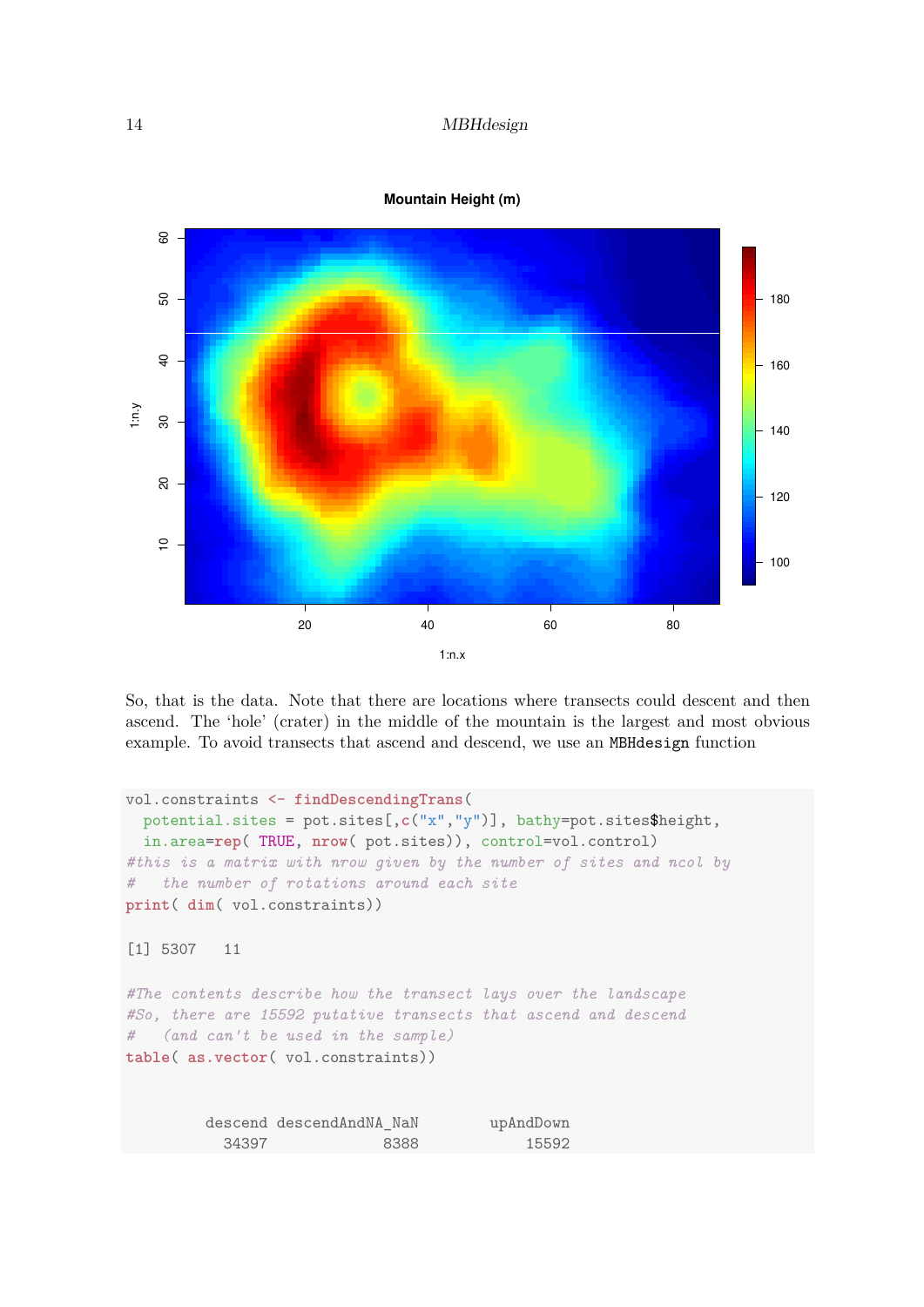So, that is the data. Note that there are locations where transects could descent and then ascend. The 'hole' (crater) in the middle of the mountain is the largest and most obvious example. To avoid transects that ascend and descend, we use an `MBHdesign` function

```
vol.constraints <- findDescendingTrans(
  potential.sites = pot.sites[,c("x","y")], bathy=pot.sites$height,
  in.area=rep( TRUE, nrow( pot.sites)), control=vol.control)
#this is a matrix with nrow given by the number of sites and ncol by
#   the number of rotations around each site
print( dim( vol.constraints))

[1] 5307   11

#The contents describe how the transect lays over the landscape
#So, there are 15592 putative transects that ascend and descend
#   (and can't be used in the sample)
table( as.vector( vol.constraints))


        descend descendAndNA_NaN        upAndDown
          34397             8388            15592
```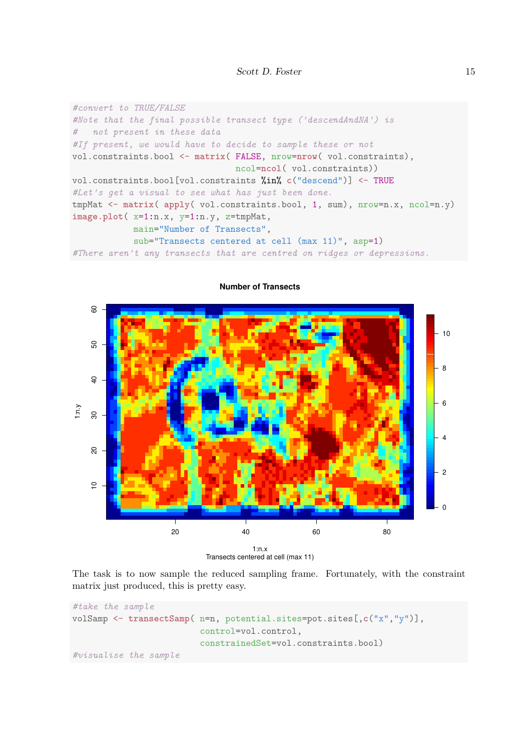```
#convert to TRUE/FALSE
#Note that the final possible transect type ('descendAndNA') is
#   not present in these data
#If present, we would have to decide to sample these or not
vol.constraints.bool <- matrix( FALSE, nrow=nrow( vol.constraints),
                                ncol=ncol( vol.constraints))
vol.constraints.bool[vol.constraints %in% c("descend")] <- TRUE
#Let's get a visual to see what has just been done.
tmpMat <- matrix( apply( vol.constraints.bool, 1, sum), nrow=n.x, ncol=n.y)
image.plot( x=1:n.x, y=1:n.y, z=tmpMat,
            main="Number of Transects",
            sub="Transects centered at cell (max 11)", asp=1)
#There aren't any transects that are centred on ridges or depressions.
```

The task is to now sample the reduced sampling frame. Fortunately, with the constraint matrix just produced, this is pretty easy.

```
#take the sample
volSamp <- transectSamp( n=n, potential.sites=pot.sites[,c("x","y")],
                         control=vol.control,
                         constrainedSet=vol.constraints.bool)
#visualise the sample
```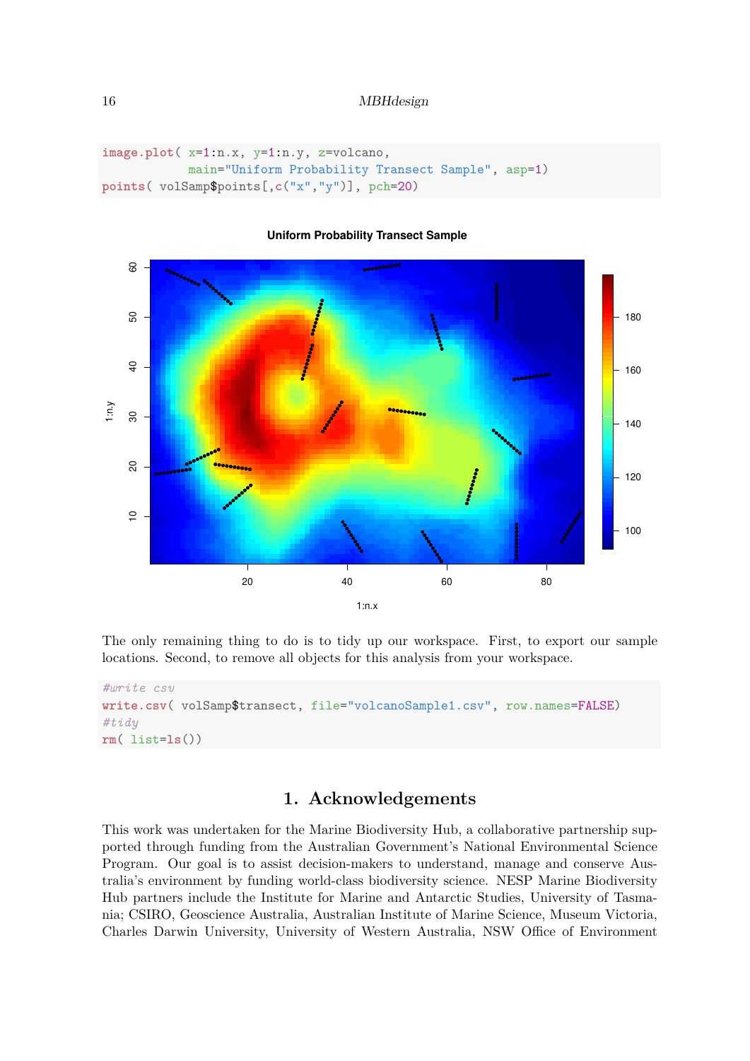```
image.plot( x=1:n.x, y=1:n.y, z=volcano,
            main="Uniform Probability Transect Sample", asp=1)
points( volSamp$points[,c("x","y")], pch=20)
```

The only remaining thing to do is to tidy up our workspace. First, to export our sample locations. Second, to remove all objects for this analysis from your workspace.

```
#write csv
write.csv( volSamp$transect, file="volcanoSample1.csv", row.names=FALSE)
#tidy
rm( list=ls())
```

## 1. Acknowledgements

This work was undertaken for the Marine Biodiversity Hub, a collaborative partnership supported through funding from the Australian Government's National Environmental Science Program. Our goal is to assist decision-makers to understand, manage and conserve Australia's environment by funding world-class biodiversity science. NESP Marine Biodiversity Hub partners include the Institute for Marine and Antarctic Studies, University of Tasmania; CSIRO, Geoscience Australia, Australian Institute of Marine Science, Museum Victoria, Charles Darwin University, University of Western Australia, NSW Office of Environment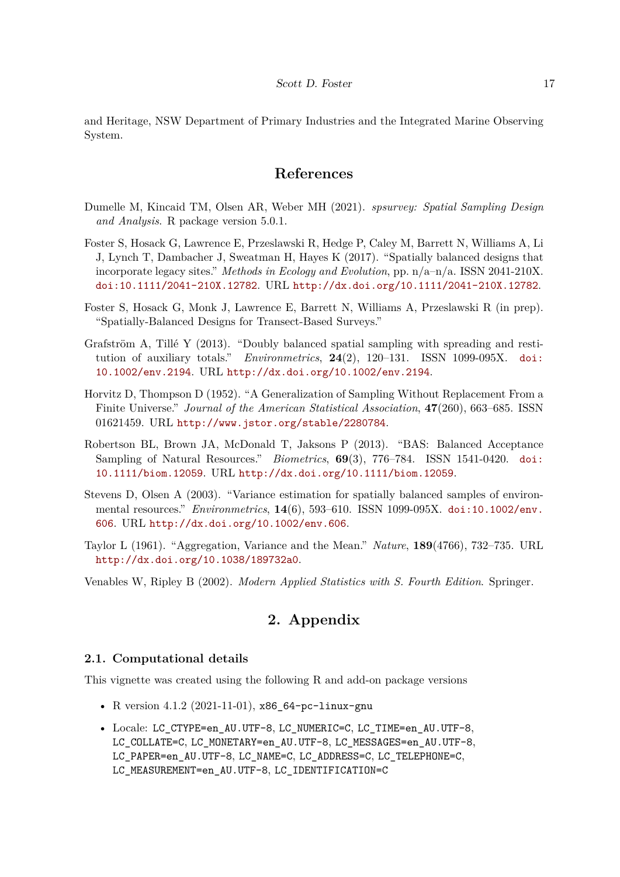and Heritage, NSW Department of Primary Industries and the Integrated Marine Observing System.

# References

Dumelle M, Kincaid TM, Olsen AR, Weber MH (2021). *spsurvey: Spatial Sampling Design and Analysis*. R package version 5.0.1.

Foster S, Hosack G, Lawrence E, Przeslawski R, Hedge P, Caley M, Barrett N, Williams A, Li J, Lynch T, Dambacher J, Sweatman H, Hayes K (2017). "Spatially balanced designs that incorporate legacy sites." *Methods in Ecology and Evolution*, pp. n/a–n/a. ISSN 2041-210X. doi:10.1111/2041-210X.12782. URL http://dx.doi.org/10.1111/2041-210X.12782.

Foster S, Hosack G, Monk J, Lawrence E, Barrett N, Williams A, Przeslawski R (in prep). "Spatially-Balanced Designs for Transect-Based Surveys."

Grafström A, Tillé Y (2013). "Doubly balanced spatial sampling with spreading and restitution of auxiliary totals." *Environmetrics*, **24**(2), 120–131. ISSN 1099-095X. doi:10.1002/env.2194. URL http://dx.doi.org/10.1002/env.2194.

Horvitz D, Thompson D (1952). "A Generalization of Sampling Without Replacement From a Finite Universe." *Journal of the American Statistical Association*, **47**(260), 663–685. ISSN 01621459. URL http://www.jstor.org/stable/2280784.

Robertson BL, Brown JA, McDonald T, Jaksons P (2013). "BAS: Balanced Acceptance Sampling of Natural Resources." *Biometrics*, **69**(3), 776–784. ISSN 1541-0420. doi:10.1111/biom.12059. URL http://dx.doi.org/10.1111/biom.12059.

Stevens D, Olsen A (2003). "Variance estimation for spatially balanced samples of environmental resources." *Environmetrics*, **14**(6), 593–610. ISSN 1099-095X. doi:10.1002/env.606. URL http://dx.doi.org/10.1002/env.606.

Taylor L (1961). "Aggregation, Variance and the Mean." *Nature*, **189**(4766), 732–735. URL http://dx.doi.org/10.1038/189732a0.

Venables W, Ripley B (2002). *Modern Applied Statistics with S. Fourth Edition*. Springer.

# 2. Appendix

## 2.1. Computational details

This vignette was created using the following R and add-on package versions

- R version 4.1.2 (2021-11-01), `x86_64-pc-linux-gnu`
- Locale: `LC_CTYPE=en_AU.UTF-8`, `LC_NUMERIC=C`, `LC_TIME=en_AU.UTF-8`, `LC_COLLATE=C`, `LC_MONETARY=en_AU.UTF-8`, `LC_MESSAGES=en_AU.UTF-8`, `LC_PAPER=en_AU.UTF-8`, `LC_NAME=C`, `LC_ADDRESS=C`, `LC_TELEPHONE=C`, `LC_MEASUREMENT=en_AU.UTF-8`, `LC_IDENTIFICATION=C`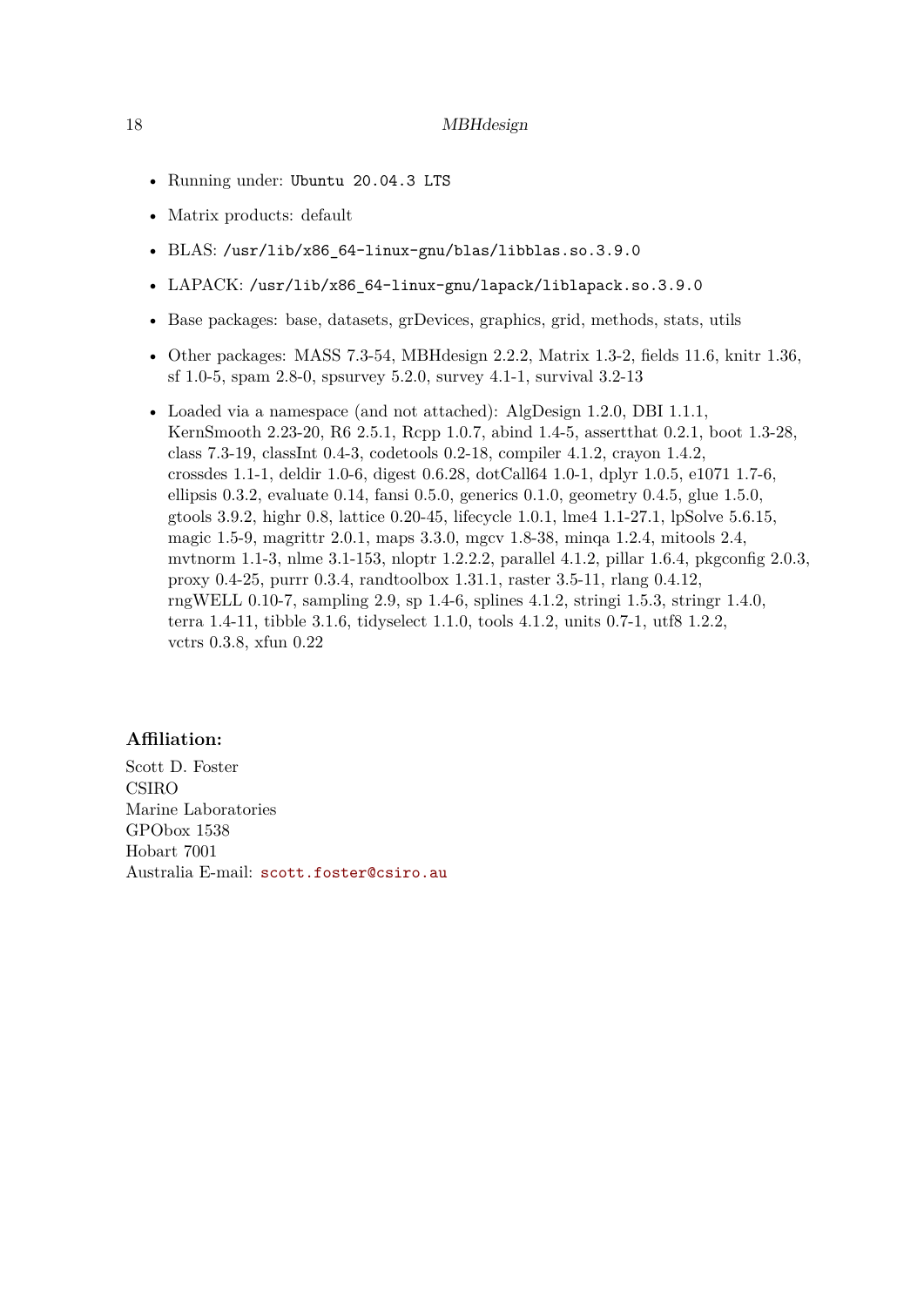- Running under: `Ubuntu 20.04.3 LTS`
- Matrix products: default
- BLAS: `/usr/lib/x86_64-linux-gnu/blas/libblas.so.3.9.0`
- LAPACK: `/usr/lib/x86_64-linux-gnu/lapack/liblapack.so.3.9.0`
- Base packages: base, datasets, grDevices, graphics, grid, methods, stats, utils
- Other packages: MASS 7.3-54, MBHdesign 2.2.2, Matrix 1.3-2, fields 11.6, knitr 1.36, sf 1.0-5, spam 2.8-0, spsurvey 5.2.0, survey 4.1-1, survival 3.2-13
- Loaded via a namespace (and not attached): AlgDesign 1.2.0, DBI 1.1.1, KernSmooth 2.23-20, R6 2.5.1, Rcpp 1.0.7, abind 1.4-5, assertthat 0.2.1, boot 1.3-28, class 7.3-19, classInt 0.4-3, codetools 0.2-18, compiler 4.1.2, crayon 1.4.2, crossdes 1.1-1, deldir 1.0-6, digest 0.6.28, dotCall64 1.0-1, dplyr 1.0.5, e1071 1.7-6, ellipsis 0.3.2, evaluate 0.14, fansi 0.5.0, generics 0.1.0, geometry 0.4.5, glue 1.5.0, gtools 3.9.2, highr 0.8, lattice 0.20-45, lifecycle 1.0.1, lme4 1.1-27.1, lpSolve 5.6.15, magic 1.5-9, magrittr 2.0.1, maps 3.3.0, mgcv 1.8-38, minqa 1.2.4, mitools 2.4, mvtnorm 1.1-3, nlme 3.1-153, nloptr 1.2.2.2, parallel 4.1.2, pillar 1.6.4, pkgconfig 2.0.3, proxy 0.4-25, purrr 0.3.4, randtoolbox 1.31.1, raster 3.5-11, rlang 0.4.12, rngWELL 0.10-7, sampling 2.9, sp 1.4-6, splines 4.1.2, stringi 1.5.3, stringr 1.4.0, terra 1.4-11, tibble 3.1.6, tidyselect 1.1.0, tools 4.1.2, units 0.7-1, utf8 1.2.2, vctrs 0.3.8, xfun 0.22

**Affiliation:**

Scott D. Foster
CSIRO
Marine Laboratories
GPObox 1538
Hobart 7001
Australia E-mail: scott.foster@csiro.au